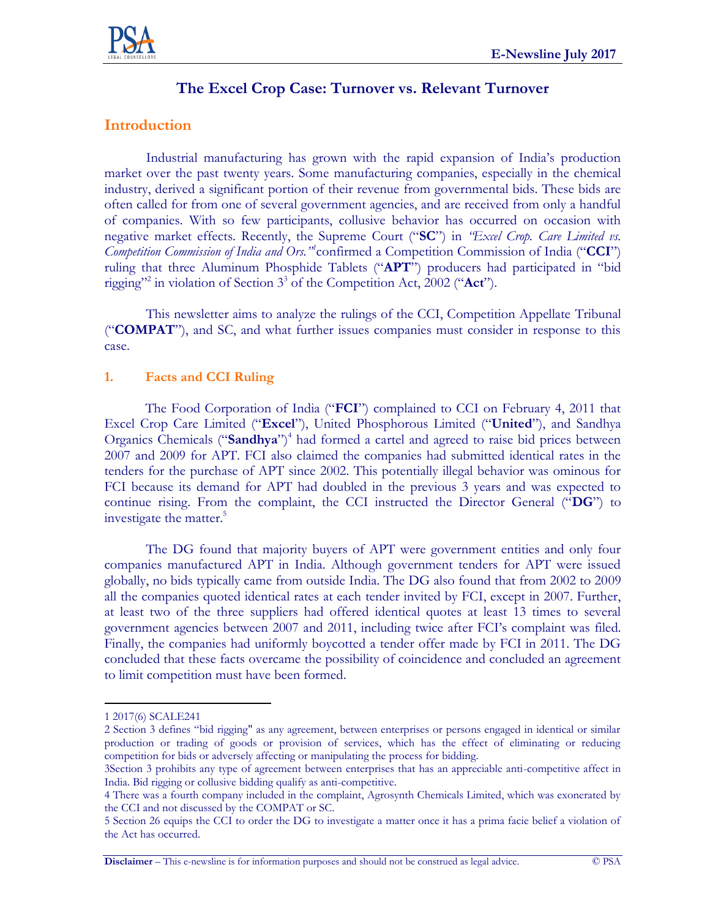# The Excel Crop Case: Turnover vs. Relevant Turnover

## Introduction

Industrial manufacturing has grown with the rapid expansion of India's production market over the past twenty years. Some manufacturing companies, especially in the chemical industry, derived a significant portion of their revenue from governmental bids. These bids are often called for from one of several government agencies, and are received from only a handful of companies. With so few participants, collusive behavior has occurred on occasion with negative market effects. Recently, the Supreme Court ("**SC**") in *"Excel Crop. Care Limited vs. Competition Commission of India and Ors."*[1] confirmed a Competition Commission of India ("**CCI**") ruling that three Aluminum Phosphide Tablets ("**APT**") producers had participated in "bid rigging"[2] in violation of Section 3[3] of the Competition Act, 2002 ("**Act**").

This newsletter aims to analyze the rulings of the CCI, Competition Appellate Tribunal ("**COMPAT**"), and SC, and what further issues companies must consider in response to this case.

### 1. Facts and CCI Ruling

The Food Corporation of India ("**FCI**") complained to CCI on February 4, 2011 that Excel Crop Care Limited ("**Excel**"), United Phosphorous Limited ("**United**"), and Sandhya Organics Chemicals ("**Sandhya**")[4] had formed a cartel and agreed to raise bid prices between 2007 and 2009 for APT. FCI also claimed the companies had submitted identical rates in the tenders for the purchase of APT since 2002. This potentially illegal behavior was ominous for FCI because its demand for APT had doubled in the previous 3 years and was expected to continue rising. From the complaint, the CCI instructed the Director General ("**DG**") to investigate the matter.[5]

The DG found that majority buyers of APT were government entities and only four companies manufactured APT in India. Although government tenders for APT were issued globally, no bids typically came from outside India. The DG also found that from 2002 to 2009 all the companies quoted identical rates at each tender invited by FCI, except in 2007. Further, at least two of the three suppliers had offered identical quotes at least 13 times to several government agencies between 2007 and 2011, including twice after FCI's complaint was filed. Finally, the companies had uniformly boycotted a tender offer made by FCI in 2011. The DG concluded that these facts overcame the possibility of coincidence and concluded an agreement to limit competition must have been formed.

---

1 2017(6) SCALE241

2 Section 3 defines "bid rigging" as any agreement, between enterprises or persons engaged in identical or similar production or trading of goods or provision of services, which has the effect of eliminating or reducing competition for bids or adversely affecting or manipulating the process for bidding.

3 Section 3 prohibits any type of agreement between enterprises that has an appreciable anti-competitive affect in India. Bid rigging or collusive bidding qualify as anti-competitive.

4 There was a fourth company included in the complaint, Agrosynth Chemicals Limited, which was exonerated by the CCI and not discussed by the COMPAT or SC.

5 Section 26 equips the CCI to order the DG to investigate a matter once it has a prima facie belief a violation of the Act has occurred.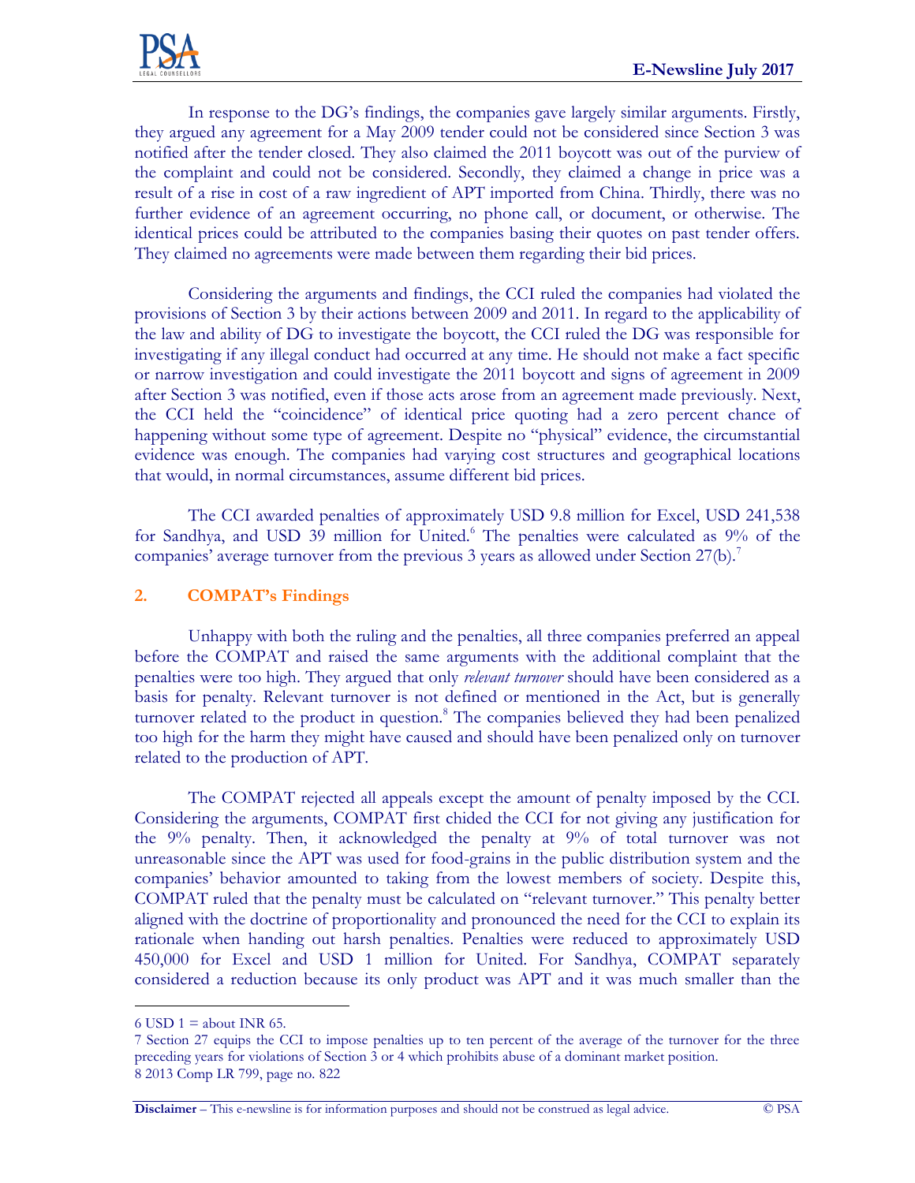In response to the DG's findings, the companies gave largely similar arguments. Firstly, they argued any agreement for a May 2009 tender could not be considered since Section 3 was notified after the tender closed. They also claimed the 2011 boycott was out of the purview of the complaint and could not be considered. Secondly, they claimed a change in price was a result of a rise in cost of a raw ingredient of APT imported from China. Thirdly, there was no further evidence of an agreement occurring, no phone call, or document, or otherwise. The identical prices could be attributed to the companies basing their quotes on past tender offers. They claimed no agreements were made between them regarding their bid prices.

Considering the arguments and findings, the CCI ruled the companies had violated the provisions of Section 3 by their actions between 2009 and 2011. In regard to the applicability of the law and ability of DG to investigate the boycott, the CCI ruled the DG was responsible for investigating if any illegal conduct had occurred at any time. He should not make a fact specific or narrow investigation and could investigate the 2011 boycott and signs of agreement in 2009 after Section 3 was notified, even if those acts arose from an agreement made previously. Next, the CCI held the "coincidence" of identical price quoting had a zero percent chance of happening without some type of agreement. Despite no "physical" evidence, the circumstantial evidence was enough. The companies had varying cost structures and geographical locations that would, in normal circumstances, assume different bid prices.

The CCI awarded penalties of approximately USD 9.8 million for Excel, USD 241,538 for Sandhya, and USD 39 million for United.[6] The penalties were calculated as 9% of the companies' average turnover from the previous 3 years as allowed under Section 27(b).[7]

## 2. COMPAT's Findings

Unhappy with both the ruling and the penalties, all three companies preferred an appeal before the COMPAT and raised the same arguments with the additional complaint that the penalties were too high. They argued that only *relevant turnover* should have been considered as a basis for penalty. Relevant turnover is not defined or mentioned in the Act, but is generally turnover related to the product in question.[8] The companies believed they had been penalized too high for the harm they might have caused and should have been penalized only on turnover related to the production of APT.

The COMPAT rejected all appeals except the amount of penalty imposed by the CCI. Considering the arguments, COMPAT first chided the CCI for not giving any justification for the 9% penalty. Then, it acknowledged the penalty at 9% of total turnover was not unreasonable since the APT was used for food-grains in the public distribution system and the companies' behavior amounted to taking from the lowest members of society. Despite this, COMPAT ruled that the penalty must be calculated on "relevant turnover." This penalty better aligned with the doctrine of proportionality and pronounced the need for the CCI to explain its rationale when handing out harsh penalties. Penalties were reduced to approximately USD 450,000 for Excel and USD 1 million for United. For Sandhya, COMPAT separately considered a reduction because its only product was APT and it was much smaller than the

---

6 USD 1 = about INR 65.

7 Section 27 equips the CCI to impose penalties up to ten percent of the average of the turnover for the three preceding years for violations of Section 3 or 4 which prohibits abuse of a dominant market position.

8 2013 Comp LR 799, page no. 822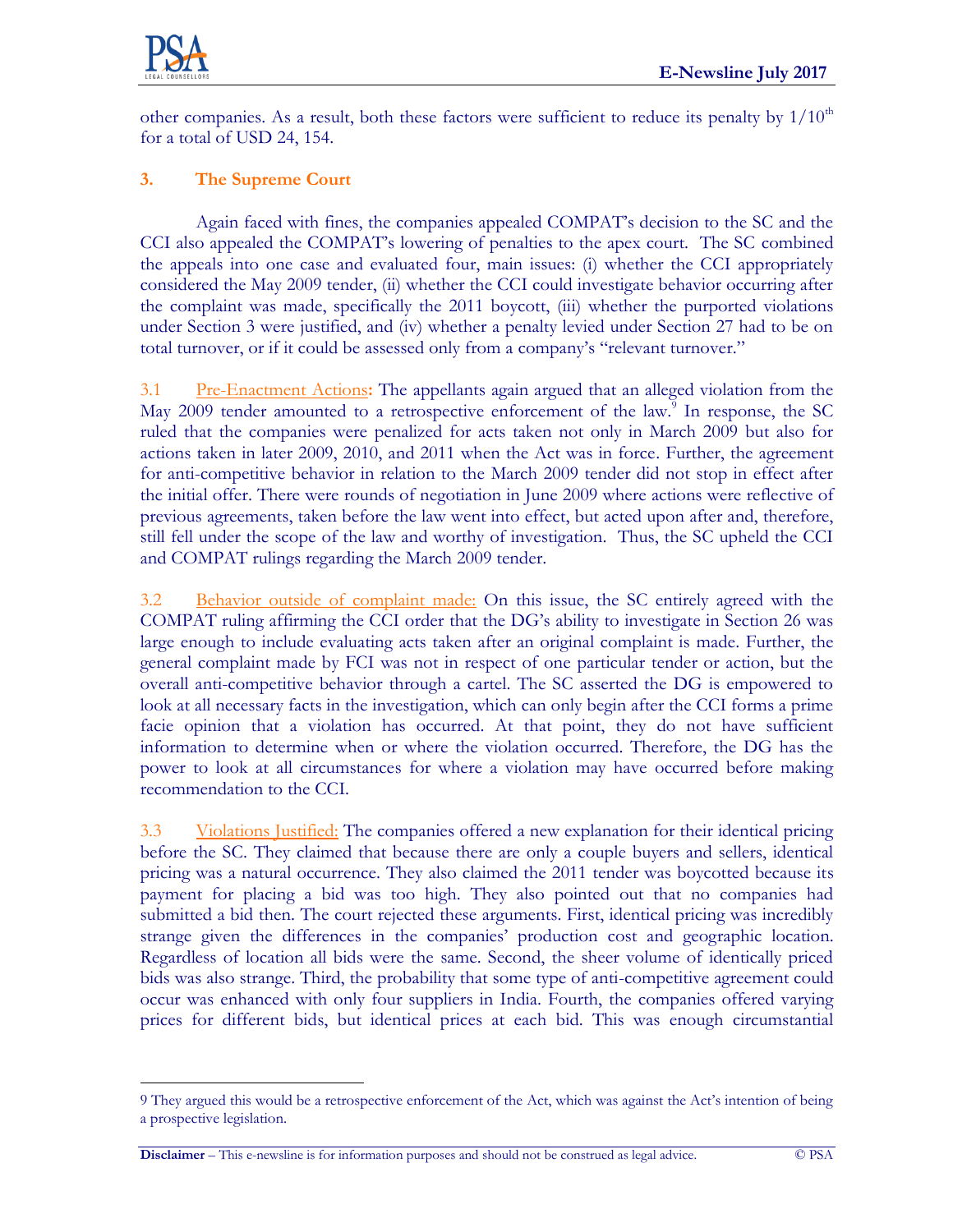other companies. As a result, both these factors were sufficient to reduce its penalty by $1/10^{th}$ for a total of USD 24, 154.

## 3. The Supreme Court

Again faced with fines, the companies appealed COMPAT's decision to the SC and the CCI also appealed the COMPAT's lowering of penalties to the apex court. The SC combined the appeals into one case and evaluated four, main issues: (i) whether the CCI appropriately considered the May 2009 tender, (ii) whether the CCI could investigate behavior occurring after the complaint was made, specifically the 2011 boycott, (iii) whether the purported violations under Section 3 were justified, and (iv) whether a penalty levied under Section 27 had to be on total turnover, or if it could be assessed only from a company's "relevant turnover."

3.1 Pre-Enactment Actions**:** The appellants again argued that an alleged violation from the May 2009 tender amounted to a retrospective enforcement of the law.[9] In response, the SC ruled that the companies were penalized for acts taken not only in March 2009 but also for actions taken in later 2009, 2010, and 2011 when the Act was in force. Further, the agreement for anti-competitive behavior in relation to the March 2009 tender did not stop in effect after the initial offer. There were rounds of negotiation in June 2009 where actions were reflective of previous agreements, taken before the law went into effect, but acted upon after and, therefore, still fell under the scope of the law and worthy of investigation. Thus, the SC upheld the CCI and COMPAT rulings regarding the March 2009 tender.

3.2 Behavior outside of complaint made: On this issue, the SC entirely agreed with the COMPAT ruling affirming the CCI order that the DG's ability to investigate in Section 26 was large enough to include evaluating acts taken after an original complaint is made. Further, the general complaint made by FCI was not in respect of one particular tender or action, but the overall anti-competitive behavior through a cartel. The SC asserted the DG is empowered to look at all necessary facts in the investigation, which can only begin after the CCI forms a prime facie opinion that a violation has occurred. At that point, they do not have sufficient information to determine when or where the violation occurred. Therefore, the DG has the power to look at all circumstances for where a violation may have occurred before making recommendation to the CCI.

3.3 Violations Justified: The companies offered a new explanation for their identical pricing before the SC. They claimed that because there are only a couple buyers and sellers, identical pricing was a natural occurrence. They also claimed the 2011 tender was boycotted because its payment for placing a bid was too high. They also pointed out that no companies had submitted a bid then. The court rejected these arguments. First, identical pricing was incredibly strange given the differences in the companies' production cost and geographic location. Regardless of location all bids were the same. Second, the sheer volume of identically priced bids was also strange. Third, the probability that some type of anti-competitive agreement could occur was enhanced with only four suppliers in India. Fourth, the companies offered varying prices for different bids, but identical prices at each bid. This was enough circumstantial

---

9 They argued this would be a retrospective enforcement of the Act, which was against the Act's intention of being a prospective legislation.

**Disclaimer** – This e-newsline is for information purposes and should not be construed as legal advice.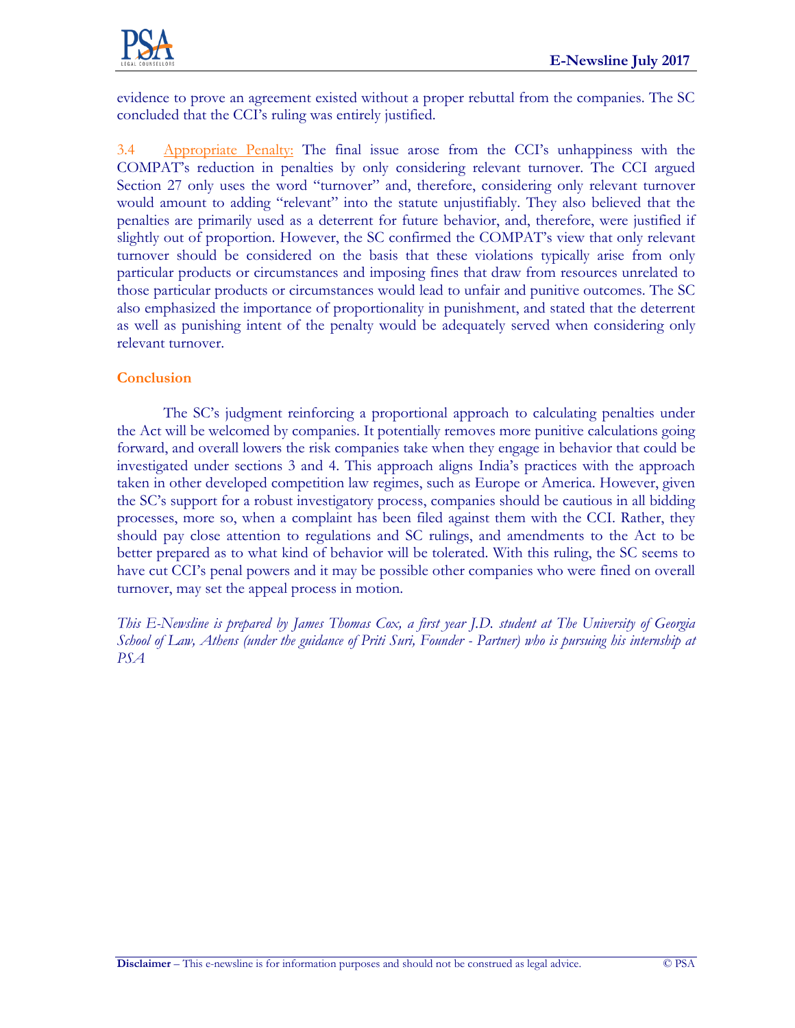evidence to prove an agreement existed without a proper rebuttal from the companies. The SC concluded that the CCI's ruling was entirely justified.

3.4 Appropriate Penalty: The final issue arose from the CCI's unhappiness with the COMPAT's reduction in penalties by only considering relevant turnover. The CCI argued Section 27 only uses the word "turnover" and, therefore, considering only relevant turnover would amount to adding "relevant" into the statute unjustifiably. They also believed that the penalties are primarily used as a deterrent for future behavior, and, therefore, were justified if slightly out of proportion. However, the SC confirmed the COMPAT's view that only relevant turnover should be considered on the basis that these violations typically arise from only particular products or circumstances and imposing fines that draw from resources unrelated to those particular products or circumstances would lead to unfair and punitive outcomes. The SC also emphasized the importance of proportionality in punishment, and stated that the deterrent as well as punishing intent of the penalty would be adequately served when considering only relevant turnover.

## Conclusion

The SC's judgment reinforcing a proportional approach to calculating penalties under the Act will be welcomed by companies. It potentially removes more punitive calculations going forward, and overall lowers the risk companies take when they engage in behavior that could be investigated under sections 3 and 4. This approach aligns India's practices with the approach taken in other developed competition law regimes, such as Europe or America. However, given the SC's support for a robust investigatory process, companies should be cautious in all bidding processes, more so, when a complaint has been filed against them with the CCI. Rather, they should pay close attention to regulations and SC rulings, and amendments to the Act to be better prepared as to what kind of behavior will be tolerated. With this ruling, the SC seems to have cut CCI's penal powers and it may be possible other companies who were fined on overall turnover, may set the appeal process in motion.

*This E-Newsline is prepared by James Thomas Cox, a first year J.D. student at The University of Georgia School of Law, Athens (under the guidance of Priti Suri, Founder - Partner) who is pursuing his internship at PSA*